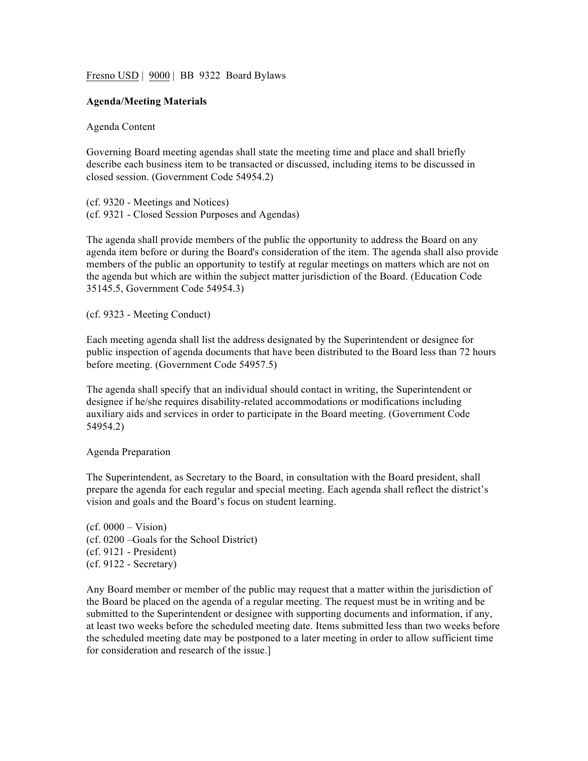Fresno USD | 9000 | BB 9322 Board Bylaws

**Agenda/Meeting Materials**

Agenda Content

Governing Board meeting agendas shall state the meeting time and place and shall briefly describe each business item to be transacted or discussed, including items to be discussed in closed session. (Government Code 54954.2)

(cf. 9320 - Meetings and Notices)
(cf. 9321 - Closed Session Purposes and Agendas)

The agenda shall provide members of the public the opportunity to address the Board on any agenda item before or during the Board's consideration of the item. The agenda shall also provide members of the public an opportunity to testify at regular meetings on matters which are not on the agenda but which are within the subject matter jurisdiction of the Board. (Education Code 35145.5, Government Code 54954.3)

(cf. 9323 - Meeting Conduct)

Each meeting agenda shall list the address designated by the Superintendent or designee for public inspection of agenda documents that have been distributed to the Board less than 72 hours before meeting. (Government Code 54957.5)

The agenda shall specify that an individual should contact in writing, the Superintendent or designee if he/she requires disability-related accommodations or modifications including auxiliary aids and services in order to participate in the Board meeting. (Government Code 54954.2)

Agenda Preparation

The Superintendent, as Secretary to the Board, in consultation with the Board president, shall prepare the agenda for each regular and special meeting. Each agenda shall reflect the district's vision and goals and the Board's focus on student learning.

(cf. 0000 – Vision)
(cf. 0200 –Goals for the School District)
(cf. 9121 - President)
(cf. 9122 - Secretary)

Any Board member or member of the public may request that a matter within the jurisdiction of the Board be placed on the agenda of a regular meeting. The request must be in writing and be submitted to the Superintendent or designee with supporting documents and information, if any, at least two weeks before the scheduled meeting date. Items submitted less than two weeks before the scheduled meeting date may be postponed to a later meeting in order to allow sufficient time for consideration and research of the issue.]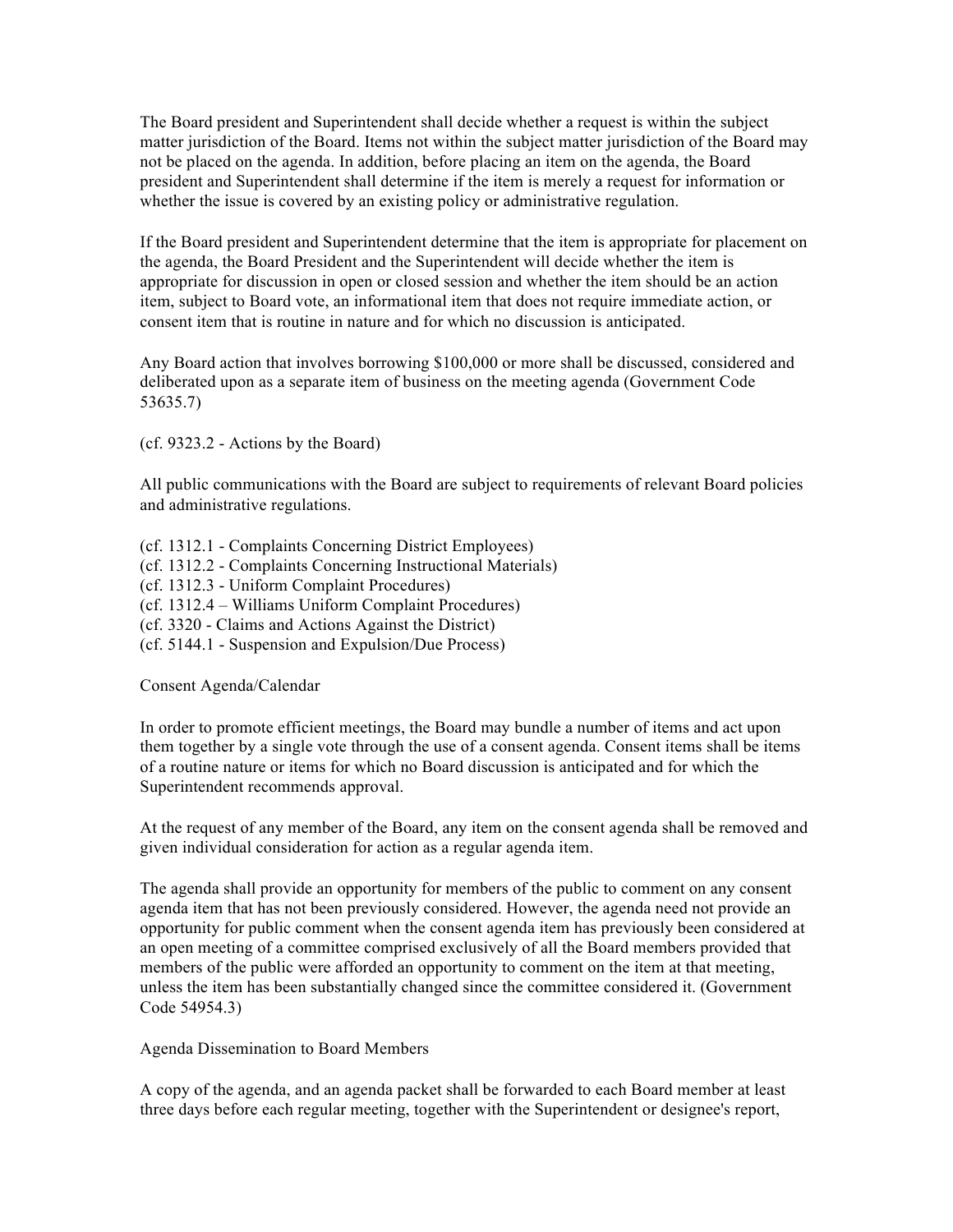The Board president and Superintendent shall decide whether a request is within the subject matter jurisdiction of the Board. Items not within the subject matter jurisdiction of the Board may not be placed on the agenda. In addition, before placing an item on the agenda, the Board president and Superintendent shall determine if the item is merely a request for information or whether the issue is covered by an existing policy or administrative regulation.

If the Board president and Superintendent determine that the item is appropriate for placement on the agenda, the Board President and the Superintendent will decide whether the item is appropriate for discussion in open or closed session and whether the item should be an action item, subject to Board vote, an informational item that does not require immediate action, or consent item that is routine in nature and for which no discussion is anticipated.

Any Board action that involves borrowing $100,000 or more shall be discussed, considered and deliberated upon as a separate item of business on the meeting agenda (Government Code 53635.7)

(cf. 9323.2 - Actions by the Board)

All public communications with the Board are subject to requirements of relevant Board policies and administrative regulations.

(cf. 1312.1 - Complaints Concerning District Employees)
(cf. 1312.2 - Complaints Concerning Instructional Materials)
(cf. 1312.3 - Uniform Complaint Procedures)
(cf. 1312.4 – Williams Uniform Complaint Procedures)
(cf. 3320 - Claims and Actions Against the District)
(cf. 5144.1 - Suspension and Expulsion/Due Process)

Consent Agenda/Calendar

In order to promote efficient meetings, the Board may bundle a number of items and act upon them together by a single vote through the use of a consent agenda. Consent items shall be items of a routine nature or items for which no Board discussion is anticipated and for which the Superintendent recommends approval.

At the request of any member of the Board, any item on the consent agenda shall be removed and given individual consideration for action as a regular agenda item.

The agenda shall provide an opportunity for members of the public to comment on any consent agenda item that has not been previously considered. However, the agenda need not provide an opportunity for public comment when the consent agenda item has previously been considered at an open meeting of a committee comprised exclusively of all the Board members provided that members of the public were afforded an opportunity to comment on the item at that meeting, unless the item has been substantially changed since the committee considered it. (Government Code 54954.3)

Agenda Dissemination to Board Members

A copy of the agenda, and an agenda packet shall be forwarded to each Board member at least three days before each regular meeting, together with the Superintendent or designee's report,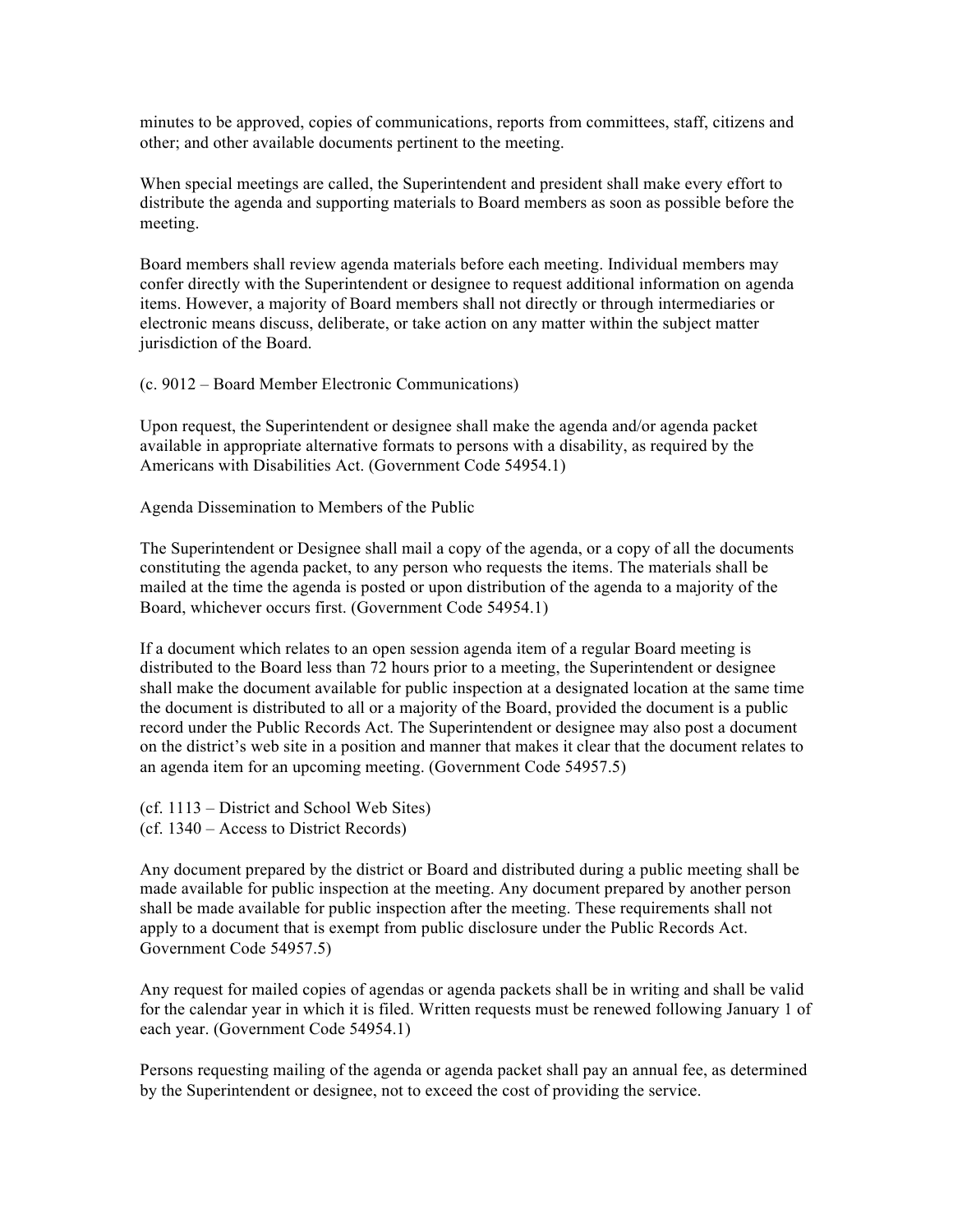minutes to be approved, copies of communications, reports from committees, staff, citizens and other; and other available documents pertinent to the meeting.

When special meetings are called, the Superintendent and president shall make every effort to distribute the agenda and supporting materials to Board members as soon as possible before the meeting.

Board members shall review agenda materials before each meeting. Individual members may confer directly with the Superintendent or designee to request additional information on agenda items. However, a majority of Board members shall not directly or through intermediaries or electronic means discuss, deliberate, or take action on any matter within the subject matter jurisdiction of the Board.

(c. 9012 – Board Member Electronic Communications)

Upon request, the Superintendent or designee shall make the agenda and/or agenda packet available in appropriate alternative formats to persons with a disability, as required by the Americans with Disabilities Act. (Government Code 54954.1)

Agenda Dissemination to Members of the Public

The Superintendent or Designee shall mail a copy of the agenda, or a copy of all the documents constituting the agenda packet, to any person who requests the items. The materials shall be mailed at the time the agenda is posted or upon distribution of the agenda to a majority of the Board, whichever occurs first. (Government Code 54954.1)

If a document which relates to an open session agenda item of a regular Board meeting is distributed to the Board less than 72 hours prior to a meeting, the Superintendent or designee shall make the document available for public inspection at a designated location at the same time the document is distributed to all or a majority of the Board, provided the document is a public record under the Public Records Act. The Superintendent or designee may also post a document on the district's web site in a position and manner that makes it clear that the document relates to an agenda item for an upcoming meeting. (Government Code 54957.5)

(cf. 1113 – District and School Web Sites)
(cf. 1340 – Access to District Records)

Any document prepared by the district or Board and distributed during a public meeting shall be made available for public inspection at the meeting. Any document prepared by another person shall be made available for public inspection after the meeting. These requirements shall not apply to a document that is exempt from public disclosure under the Public Records Act. Government Code 54957.5)

Any request for mailed copies of agendas or agenda packets shall be in writing and shall be valid for the calendar year in which it is filed. Written requests must be renewed following January 1 of each year. (Government Code 54954.1)

Persons requesting mailing of the agenda or agenda packet shall pay an annual fee, as determined by the Superintendent or designee, not to exceed the cost of providing the service.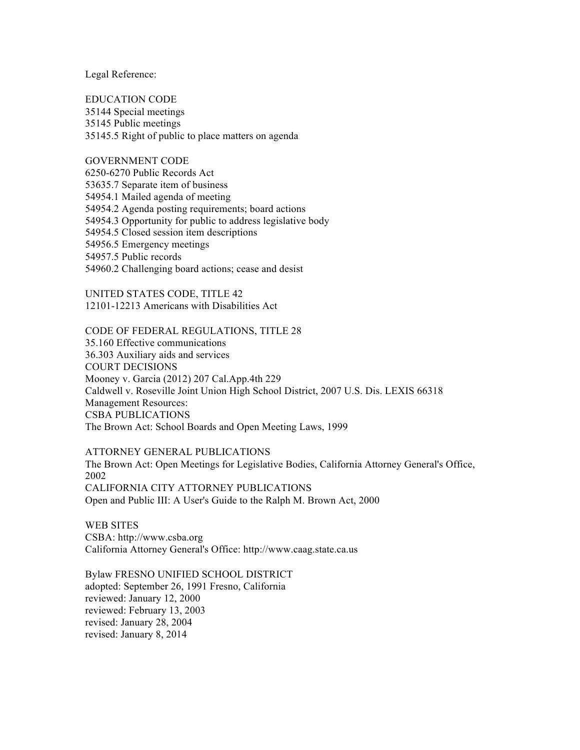Legal Reference:

EDUCATION CODE
35144 Special meetings
35145 Public meetings
35145.5 Right of public to place matters on agenda

GOVERNMENT CODE
6250-6270 Public Records Act
53635.7 Separate item of business
54954.1 Mailed agenda of meeting
54954.2 Agenda posting requirements; board actions
54954.3 Opportunity for public to address legislative body
54954.5 Closed session item descriptions
54956.5 Emergency meetings
54957.5 Public records
54960.2 Challenging board actions; cease and desist

UNITED STATES CODE, TITLE 42
12101-12213 Americans with Disabilities Act

CODE OF FEDERAL REGULATIONS, TITLE 28
35.160 Effective communications
36.303 Auxiliary aids and services
COURT DECISIONS
Mooney v. Garcia (2012) 207 Cal.App.4th 229
Caldwell v. Roseville Joint Union High School District, 2007 U.S. Dis. LEXIS 66318
Management Resources:
CSBA PUBLICATIONS
The Brown Act: School Boards and Open Meeting Laws, 1999

ATTORNEY GENERAL PUBLICATIONS
The Brown Act: Open Meetings for Legislative Bodies, California Attorney General's Office, 2002
CALIFORNIA CITY ATTORNEY PUBLICATIONS
Open and Public III: A User's Guide to the Ralph M. Brown Act, 2000

WEB SITES
CSBA: http://www.csba.org
California Attorney General's Office: http://www.caag.state.ca.us

Bylaw FRESNO UNIFIED SCHOOL DISTRICT
adopted: September 26, 1991 Fresno, California
reviewed: January 12, 2000
reviewed: February 13, 2003
revised: January 28, 2004
revised: January 8, 2014